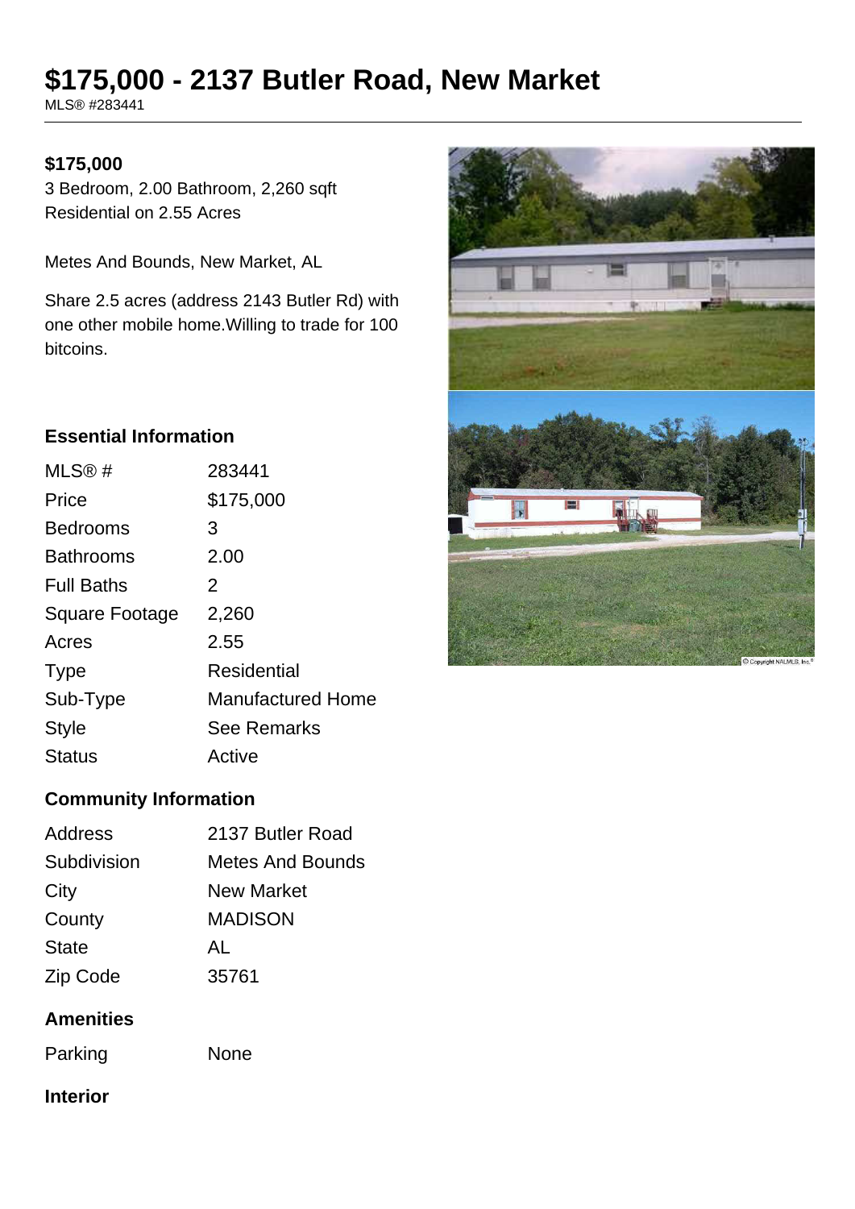# $175,000 - 2137 Butler Road, New Market

MLS® #283441

**$175,000**

3 Bedroom, 2.00 Bathroom, 2,260 sqft
Residential on 2.55 Acres

Metes And Bounds, New Market, AL

Share 2.5 acres (address 2143 Butler Rd) with one other mobile home.Willing to trade for 100 bitcoins.

### Essential Information

| | |
|---|---|
| MLS® # | 283441 |
| Price | $175,000 |
| Bedrooms | 3 |
| Bathrooms | 2.00 |
| Full Baths | 2 |
| Square Footage | 2,260 |
| Acres | 2.55 |
| Type | Residential |
| Sub-Type | Manufactured Home |
| Style | See Remarks |
| Status | Active |

### Community Information

| | |
|---|---|
| Address | 2137 Butler Road |
| Subdivision | Metes And Bounds |
| City | New Market |
| County | MADISON |
| State | AL |
| Zip Code | 35761 |

### Amenities

| | |
|---|---|
| Parking | None |

### Interior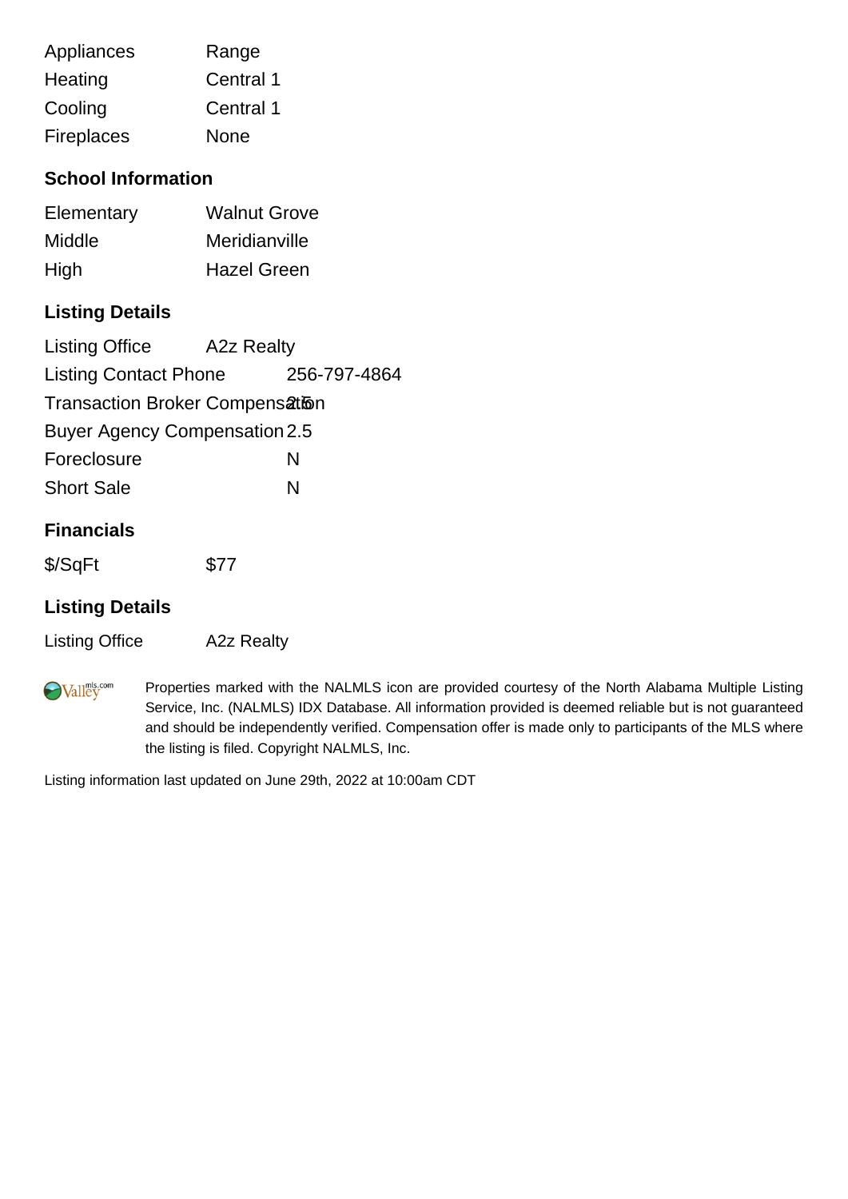| | |
|---|---|
| Appliances | Range |
| Heating | Central 1 |
| Cooling | Central 1 |
| Fireplaces | None |

### School Information

| | |
|---|---|
| Elementary | Walnut Grove |
| Middle | Meridianville |
| High | Hazel Green |

### Listing Details

| | |
|---|---|
| Listing Office | A2z Realty |
| Listing Contact Phone | 256-797-4864 |
| Transaction Broker Compensation | 2.5 |
| Buyer Agency Compensation | 2.5 |
| Foreclosure | N |
| Short Sale | N |

### Financials

| | |
|---|---|
| $/SqFt | $77 |

### Listing Details

| | |
|---|---|
| Listing Office | A2z Realty |

Properties marked with the NALMLS icon are provided courtesy of the North Alabama Multiple Listing Service, Inc. (NALMLS) IDX Database. All information provided is deemed reliable but is not guaranteed and should be independently verified. Compensation offer is made only to participants of the MLS where the listing is filed. Copyright NALMLS, Inc.

Listing information last updated on June 29th, 2022 at 10:00am CDT